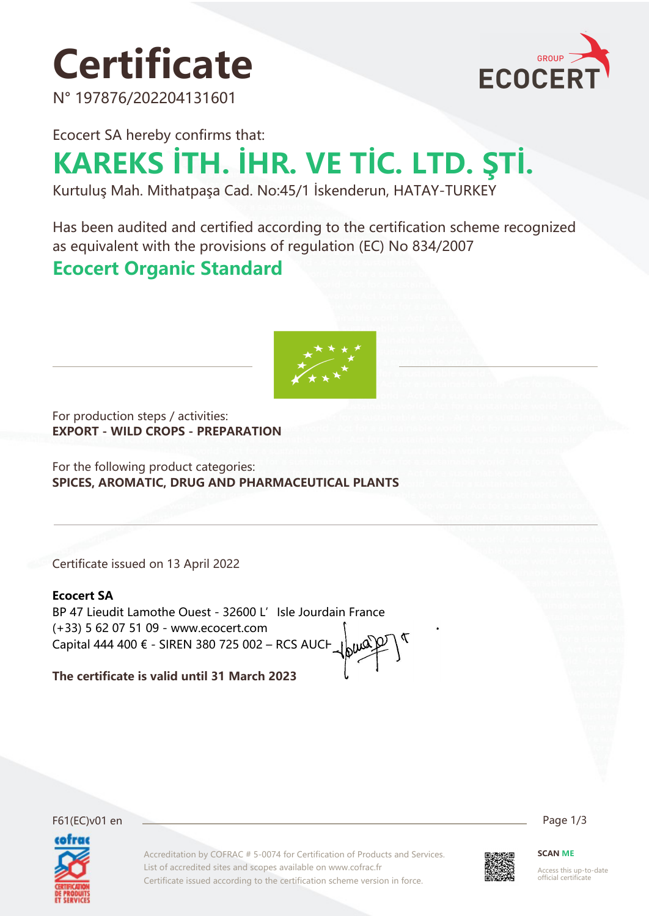# Certificate

N° 197876/202204131601

Ecocert SA hereby confirms that:

## KAREKS İTH. İHR. VE TİC. LTD. ŞTİ.

Kurtuluş Mah. Mithatpaşa Cad. No:45/1 İskenderun, HATAY-TURKEY

Has been audited and certified according to the certification scheme recognized as equivalent with the provisions of regulation (EC) No 834/2007

## Ecocert Organic Standard

For production steps / activities:
**EXPORT - WILD CROPS - PREPARATION**

For the following product categories:
**SPICES, AROMATIC, DRUG AND PHARMACEUTICAL PLANTS**

Certificate issued on 13 April 2022

**Ecocert SA**
BP 47 Lieudit Lamothe Ouest - 32600 L' Isle Jourdain France
(+33) 5 62 07 51 09 - www.ecocert.com
Capital 444 400 € - SIREN 380 725 002 – RCS AUCH

**The certificate is valid until 31 March 2023**

F61(EC)v01 en

Accreditation by COFRAC # 5-0074 for Certification of Products and Services.
List of accredited sites and scopes available on www.cofrac.fr
Certificate issued according to the certification scheme version in force.

**SCAN ME**
Access this up-to-date official certificate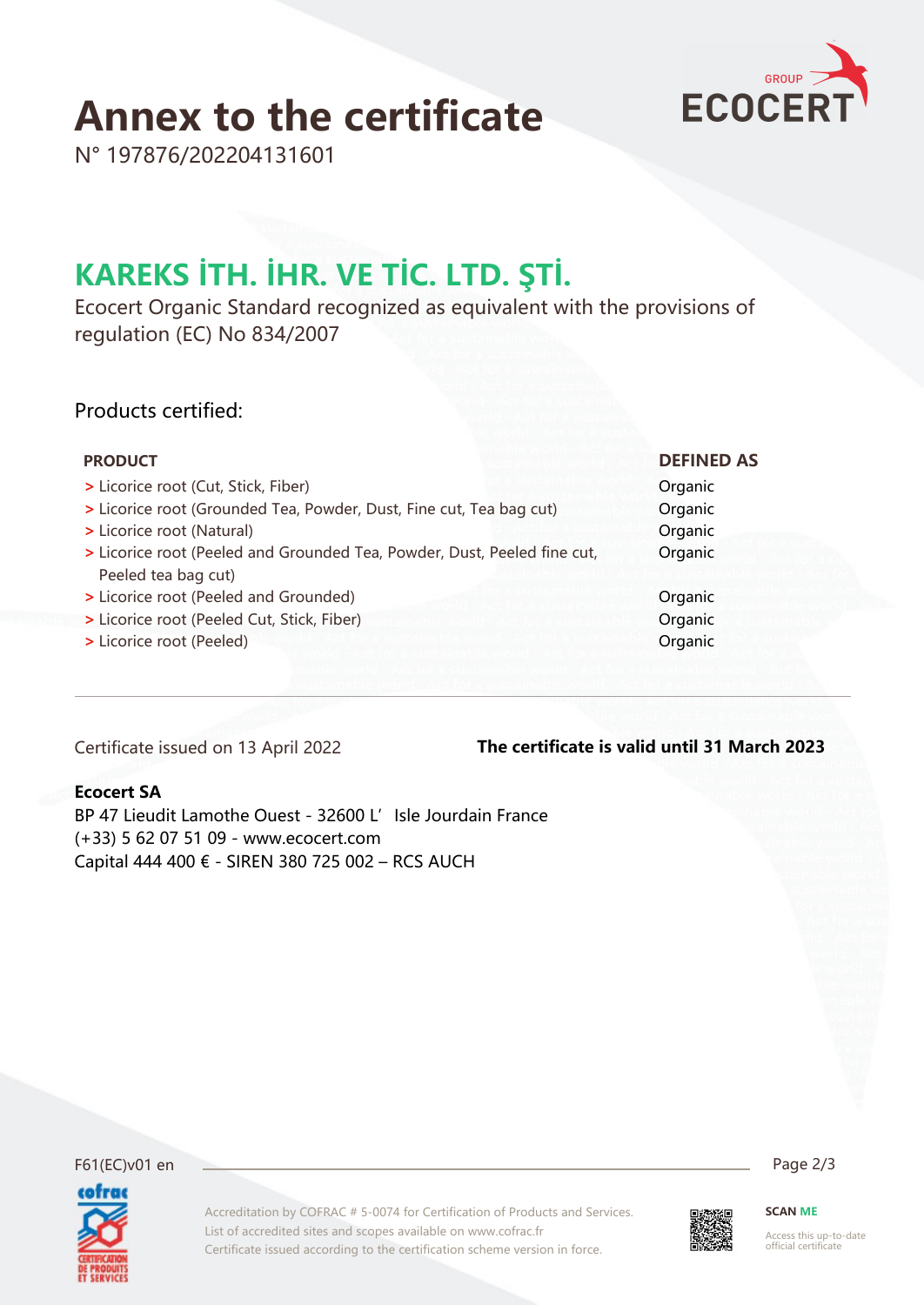# Annex to the certificate

N° 197876/202204131601

## KAREKS İTH. İHR. VE TİC. LTD. ŞTİ.

Ecocert Organic Standard recognized as equivalent with the provisions of regulation (EC) No 834/2007

### Products certified:

| PRODUCT | DEFINED AS |
| --- | --- |
| > Licorice root (Cut, Stick, Fiber) | Organic |
| > Licorice root (Grounded Tea, Powder, Dust, Fine cut, Tea bag cut) | Organic |
| > Licorice root (Natural) | Organic |
| > Licorice root (Peeled and Grounded Tea, Powder, Dust, Peeled fine cut, Peeled tea bag cut) | Organic |
| > Licorice root (Peeled and Grounded) | Organic |
| > Licorice root (Peeled Cut, Stick, Fiber) | Organic |
| > Licorice root (Peeled) | Organic |

Certificate issued on 13 April 2022

**The certificate is valid until 31 March 2023**

**Ecocert SA**
BP 47 Lieudit Lamothe Ouest - 32600 L'Isle Jourdain France
(+33) 5 62 07 51 09 - www.ecocert.com
Capital 444 400 € - SIREN 380 725 002 – RCS AUCH

F61(EC)v01 en

Accreditation by COFRAC # 5-0074 for Certification of Products and Services.
List of accredited sites and scopes available on www.cofrac.fr
Certificate issued according to the certification scheme version in force.

SCAN ME
Access this up-to-date official certificate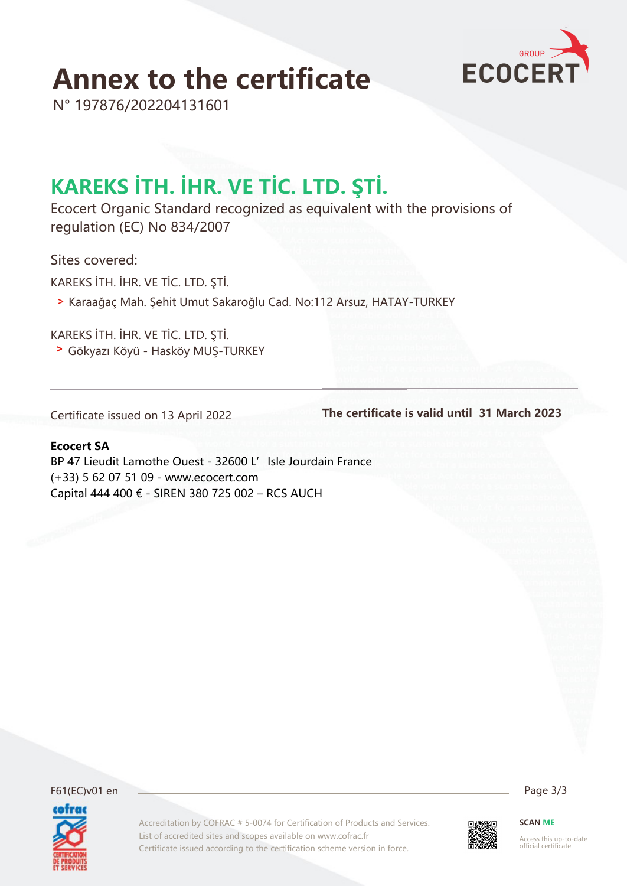# Annex to the certificate

N° 197876/202204131601

## KAREKS İTH. İHR. VE TİC. LTD. ŞTİ.

Ecocert Organic Standard recognized as equivalent with the provisions of regulation (EC) No 834/2007

Sites covered:

KAREKS İTH. İHR. VE TİC. LTD. ŞTİ.

> Karaağaç Mah. Şehit Umut Sakaroğlu Cad. No:112 Arsuz, HATAY-TURKEY

KAREKS İTH. İHR. VE TİC. LTD. ŞTİ.

> Gökyazı Köyü - Hasköy MUŞ-TURKEY

---

Certificate issued on 13 April 2022

**The certificate is valid until 31 March 2023**

**Ecocert SA**
BP 47 Lieudit Lamothe Ouest - 32600 L'Isle Jourdain France
(+33) 5 62 07 51 09 - www.ecocert.com
Capital 444 400 € - SIREN 380 725 002 – RCS AUCH

F61(EC)v01 en

Accreditation by COFRAC # 5-0074 for Certification of Products and Services.
List of accredited sites and scopes available on www.cofrac.fr
Certificate issued according to the certification scheme version in force.

SCAN ME
Access this up-to-date official certificate